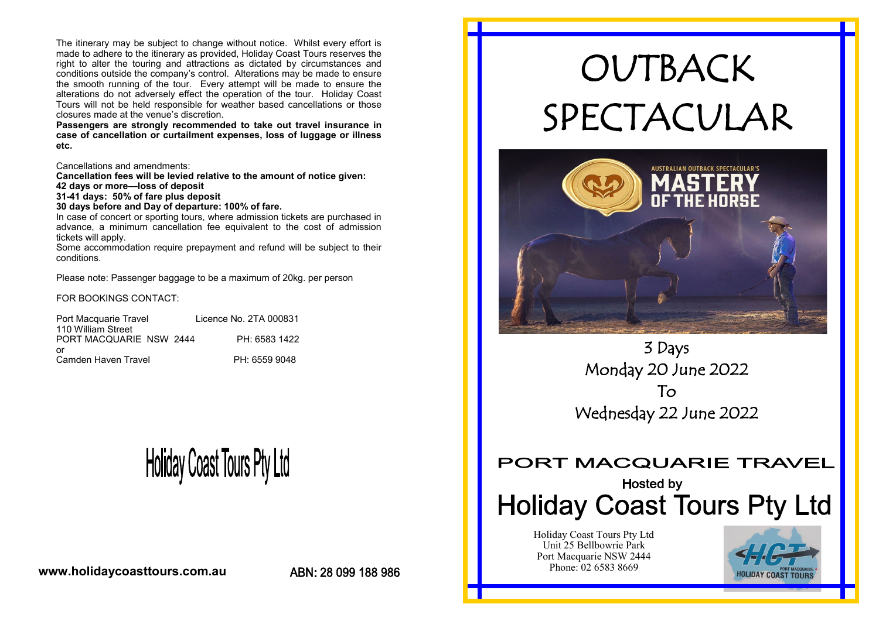The itinerary may be subject to change without notice. Whilst every effort is made to adhere to the itinerary as provided, Holiday Coast Tours reserves the right to alter the touring and attractions as dictated by circumstances and conditions outside the company's control. Alterations may be made to ensure the smooth running of the tour. Every attempt will be made to ensure the alterations do not adversely effect the operation of the tour. Holiday Coast Tours will not be held responsible for weather based cancellations or those closures made at the venue's discretion.

**Passengers are strongly recommended to take out travel insurance in case of cancellation or curtailment expenses, loss of luggage or illness etc.**

Cancellations and amendments:

**Cancellation fees will be levied relative to the amount of notice given:**
**42 days or more—loss of deposit**
**31-41 days: 50% of fare plus deposit**
**30 days before and Day of departure: 100% of fare.**

In case of concert or sporting tours, where admission tickets are purchased in advance, a minimum cancellation fee equivalent to the cost of admission tickets will apply.

Some accommodation require prepayment and refund will be subject to their conditions.

Please note: Passenger baggage to be a maximum of 20kg. per person

FOR BOOKINGS CONTACT:

Port Macquarie Travel — Licence No. 2TA 000831
110 William Street
PORT MACQUARIE NSW 2444 — PH: 6583 1422
or
Camden Haven Travel — PH: 6559 9048

Holiday Coast Tours Pty Ltd

www.holidaycoasttours.com.au

ABN: 28 099 188 986

# OUTBACK SPECTACULAR

AUSTRALIAN OUTBACK SPECTACULAR'S
MASTERY OF THE HORSE

3 Days
Monday 20 June 2022
To
Wednesday 22 June 2022

## PORT MACQUARIE TRAVEL

Hosted by
## Holiday Coast Tours Pty Ltd

Holiday Coast Tours Pty Ltd
Unit 25 Bellbowrie Park
Port Macquarie NSW 2444
Phone: 02 6583 8669

HCT PORT MACQUARIE HOLIDAY COAST TOURS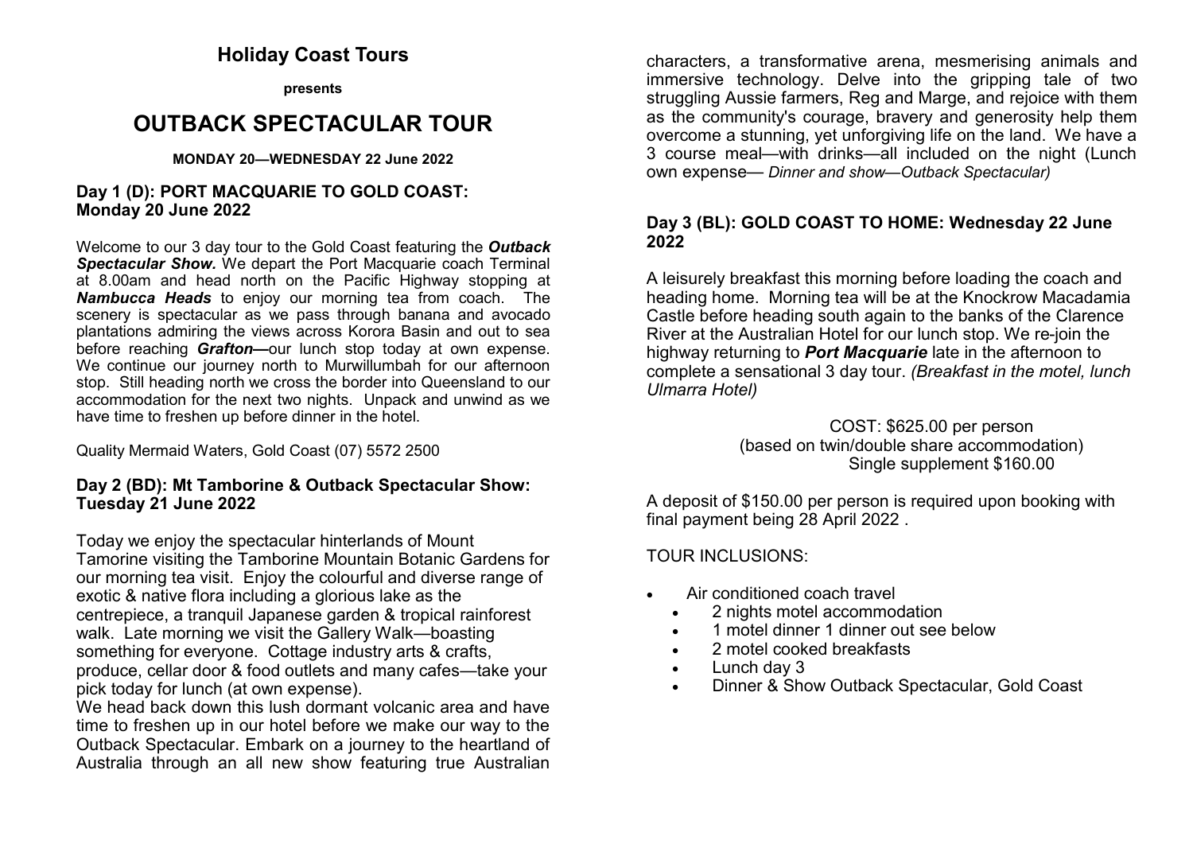## Holiday Coast Tours

**presents**

# OUTBACK SPECTACULAR TOUR

**MONDAY 20—WEDNESDAY 22 June 2022**

### Day 1 (D): PORT MACQUARIE TO GOLD COAST: Monday 20 June 2022

Welcome to our 3 day tour to the Gold Coast featuring the ***Outback Spectacular Show.*** We depart the Port Macquarie coach Terminal at 8.00am and head north on the Pacific Highway stopping at ***Nambucca Heads*** to enjoy our morning tea from coach. The scenery is spectacular as we pass through banana and avocado plantations admiring the views across Korora Basin and out to sea before reaching ***Grafton—***our lunch stop today at own expense. We continue our journey north to Murwillumbah for our afternoon stop. Still heading north we cross the border into Queensland to our accommodation for the next two nights. Unpack and unwind as we have time to freshen up before dinner in the hotel.

Quality Mermaid Waters, Gold Coast (07) 5572 2500

### Day 2 (BD): Mt Tamborine & Outback Spectacular Show: Tuesday 21 June 2022

Today we enjoy the spectacular hinterlands of Mount Tamorine visiting the Tamborine Mountain Botanic Gardens for our morning tea visit. Enjoy the colourful and diverse range of exotic & native flora including a glorious lake as the centrepiece, a tranquil Japanese garden & tropical rainforest walk. Late morning we visit the Gallery Walk—boasting something for everyone. Cottage industry arts & crafts, produce, cellar door & food outlets and many cafes—take your pick today for lunch (at own expense).

We head back down this lush dormant volcanic area and have time to freshen up in our hotel before we make our way to the Outback Spectacular. Embark on a journey to the heartland of Australia through an all new show featuring true Australian characters, a transformative arena, mesmerising animals and immersive technology. Delve into the gripping tale of two struggling Aussie farmers, Reg and Marge, and rejoice with them as the community's courage, bravery and generosity help them overcome a stunning, yet unforgiving life on the land. We have a 3 course meal—with drinks—all included on the night (Lunch own expense— *Dinner and show—Outback Spectacular)*

### Day 3 (BL): GOLD COAST TO HOME: Wednesday 22 June 2022

A leisurely breakfast this morning before loading the coach and heading home. Morning tea will be at the Knockrow Macadamia Castle before heading south again to the banks of the Clarence River at the Australian Hotel for our lunch stop. We re-join the highway returning to ***Port Macquarie*** late in the afternoon to complete a sensational 3 day tour. *(Breakfast in the motel, lunch Ulmarra Hotel)*

COST: $625.00 per person
(based on twin/double share accommodation)
Single supplement $160.00

A deposit of $150.00 per person is required upon booking with final payment being 28 April 2022 .

TOUR INCLUSIONS:

- Air conditioned coach travel
- 2 nights motel accommodation
- 1 motel dinner 1 dinner out see below
- 2 motel cooked breakfasts
- Lunch day 3
- Dinner & Show Outback Spectacular, Gold Coast